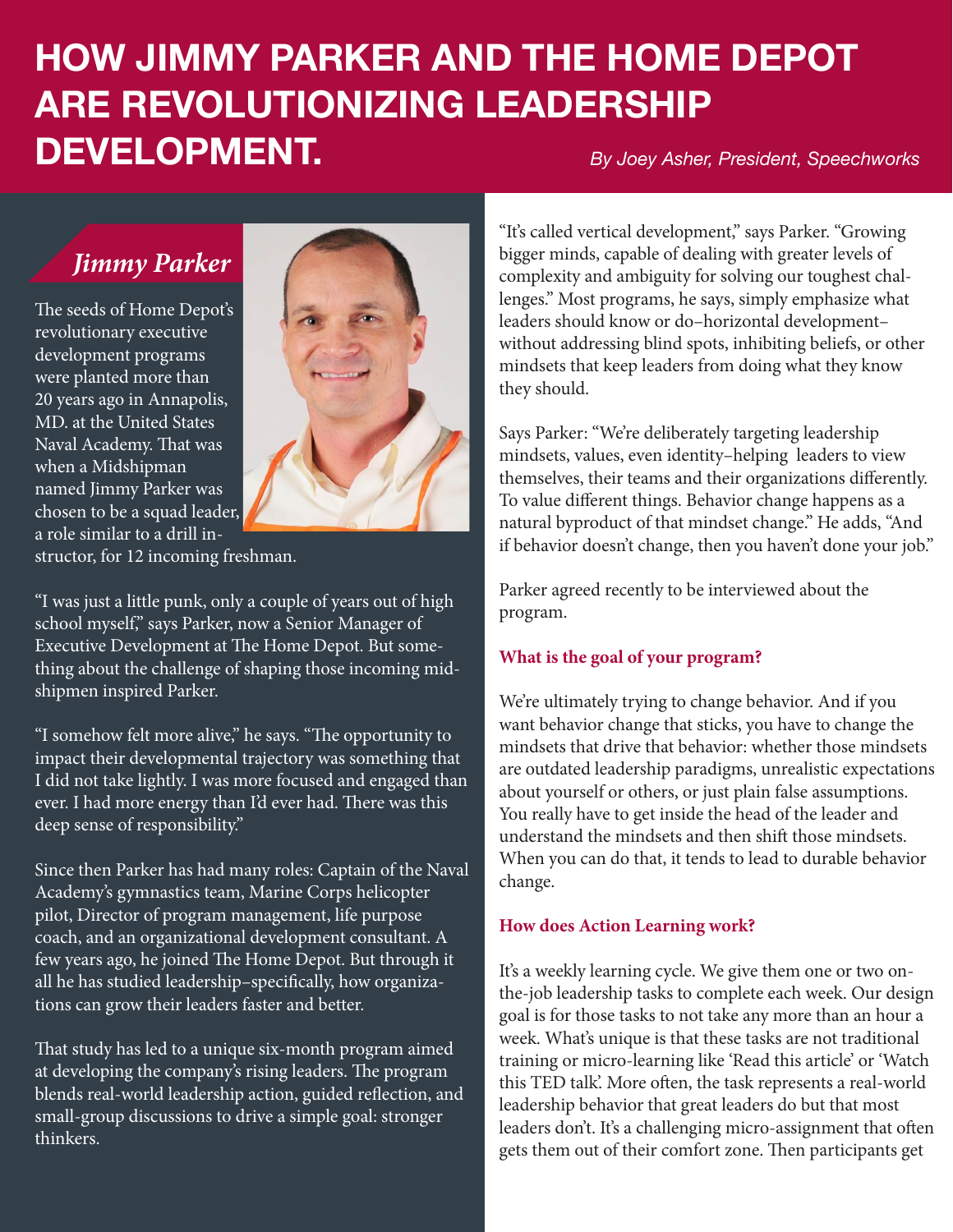# HOW JIMMY PARKER AND THE HOME DEPOT ARE REVOLUTIONIZING LEADERSHIP DEVELOPMENT.

*By Joey Asher, President, Speechworks*

## *Jimmy Parker*

The seeds of Home Depot's revolutionary executive development programs were planted more than 20 years ago in Annapolis, MD. at the United States Naval Academy. That was when a Midshipman named Jimmy Parker was chosen to be a squad leader, a role similar to a drill instructor, for 12 incoming freshman.

"I was just a little punk, only a couple of years out of high school myself," says Parker, now a Senior Manager of Executive Development at The Home Depot. But something about the challenge of shaping those incoming midshipmen inspired Parker.

"I somehow felt more alive," he says. "The opportunity to impact their developmental trajectory was something that I did not take lightly. I was more focused and engaged than ever. I had more energy than I'd ever had. There was this deep sense of responsibility."

Since then Parker has had many roles: Captain of the Naval Academy's gymnastics team, Marine Corps helicopter pilot, Director of program management, life purpose coach, and an organizational development consultant. A few years ago, he joined The Home Depot. But through it all he has studied leadership–specifically, how organizations can grow their leaders faster and better.

That study has led to a unique six-month program aimed at developing the company's rising leaders. The program blends real-world leadership action, guided reflection, and small-group discussions to drive a simple goal: stronger thinkers.

"It's called vertical development," says Parker. "Growing bigger minds, capable of dealing with greater levels of complexity and ambiguity for solving our toughest challenges." Most programs, he says, simply emphasize what leaders should know or do–horizontal development–without addressing blind spots, inhibiting beliefs, or other mindsets that keep leaders from doing what they know they should.

Says Parker: "We're deliberately targeting leadership mindsets, values, even identity–helping leaders to view themselves, their teams and their organizations differently. To value different things. Behavior change happens as a natural byproduct of that mindset change." He adds, "And if behavior doesn't change, then you haven't done your job."

Parker agreed recently to be interviewed about the program.

**What is the goal of your program?**

We're ultimately trying to change behavior. And if you want behavior change that sticks, you have to change the mindsets that drive that behavior: whether those mindsets are outdated leadership paradigms, unrealistic expectations about yourself or others, or just plain false assumptions. You really have to get inside the head of the leader and understand the mindsets and then shift those mindsets. When you can do that, it tends to lead to durable behavior change.

**How does Action Learning work?**

It's a weekly learning cycle. We give them one or two on-the-job leadership tasks to complete each week. Our design goal is for those tasks to not take any more than an hour a week. What's unique is that these tasks are not traditional training or micro-learning like 'Read this article' or 'Watch this TED talk'. More often, the task represents a real-world leadership behavior that great leaders do but that most leaders don't. It's a challenging micro-assignment that often gets them out of their comfort zone. Then participants get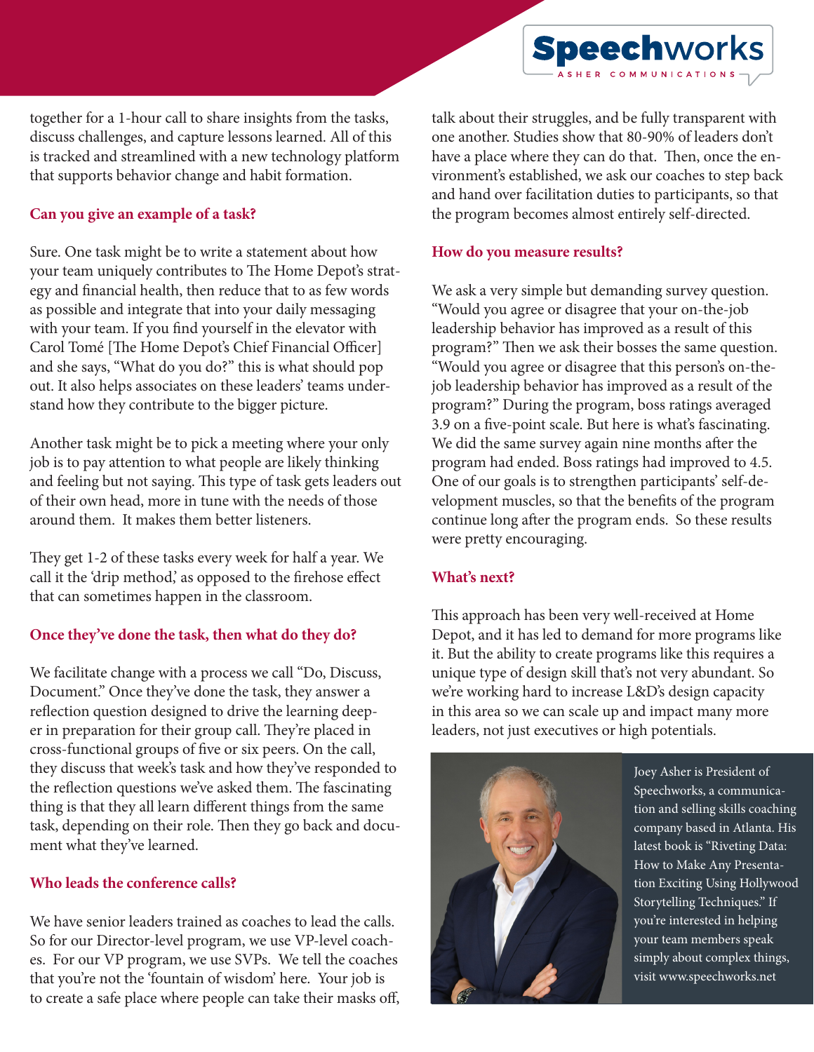together for a 1-hour call to share insights from the tasks, discuss challenges, and capture lessons learned. All of this is tracked and streamlined with a new technology platform that supports behavior change and habit formation.

**Can you give an example of a task?**

Sure. One task might be to write a statement about how your team uniquely contributes to The Home Depot's strategy and financial health, then reduce that to as few words as possible and integrate that into your daily messaging with your team. If you find yourself in the elevator with Carol Tomé [The Home Depot's Chief Financial Officer] and she says, "What do you do?" this is what should pop out. It also helps associates on these leaders' teams understand how they contribute to the bigger picture.

Another task might be to pick a meeting where your only job is to pay attention to what people are likely thinking and feeling but not saying. This type of task gets leaders out of their own head, more in tune with the needs of those around them. It makes them better listeners.

They get 1-2 of these tasks every week for half a year. We call it the 'drip method,' as opposed to the firehose effect that can sometimes happen in the classroom.

**Once they've done the task, then what do they do?**

We facilitate change with a process we call "Do, Discuss, Document." Once they've done the task, they answer a reflection question designed to drive the learning deeper in preparation for their group call. They're placed in cross-functional groups of five or six peers. On the call, they discuss that week's task and how they've responded to the reflection questions we've asked them. The fascinating thing is that they all learn different things from the same task, depending on their role. Then they go back and document what they've learned.

**Who leads the conference calls?**

We have senior leaders trained as coaches to lead the calls. So for our Director-level program, we use VP-level coaches. For our VP program, we use SVPs. We tell the coaches that you're not the 'fountain of wisdom' here. Your job is to create a safe place where people can take their masks off, talk about their struggles, and be fully transparent with one another. Studies show that 80-90% of leaders don't have a place where they can do that. Then, once the environment's established, we ask our coaches to step back and hand over facilitation duties to participants, so that the program becomes almost entirely self-directed.

**How do you measure results?**

We ask a very simple but demanding survey question. "Would you agree or disagree that your on-the-job leadership behavior has improved as a result of this program?" Then we ask their bosses the same question. "Would you agree or disagree that this person's on-the-job leadership behavior has improved as a result of the program?" During the program, boss ratings averaged 3.9 on a five-point scale. But here is what's fascinating. We did the same survey again nine months after the program had ended. Boss ratings had improved to 4.5. One of our goals is to strengthen participants' self-development muscles, so that the benefits of the program continue long after the program ends. So these results were pretty encouraging.

**What's next?**

This approach has been very well-received at Home Depot, and it has led to demand for more programs like it. But the ability to create programs like this requires a unique type of design skill that's not very abundant. So we're working hard to increase L&D's design capacity in this area so we can scale up and impact many more leaders, not just executives or high potentials.

Joey Asher is President of Speechworks, a communication and selling skills coaching company based in Atlanta. His latest book is "Riveting Data: How to Make Any Presentation Exciting Using Hollywood Storytelling Techniques." If you're interested in helping your team members speak simply about complex things, visit www.speechworks.net